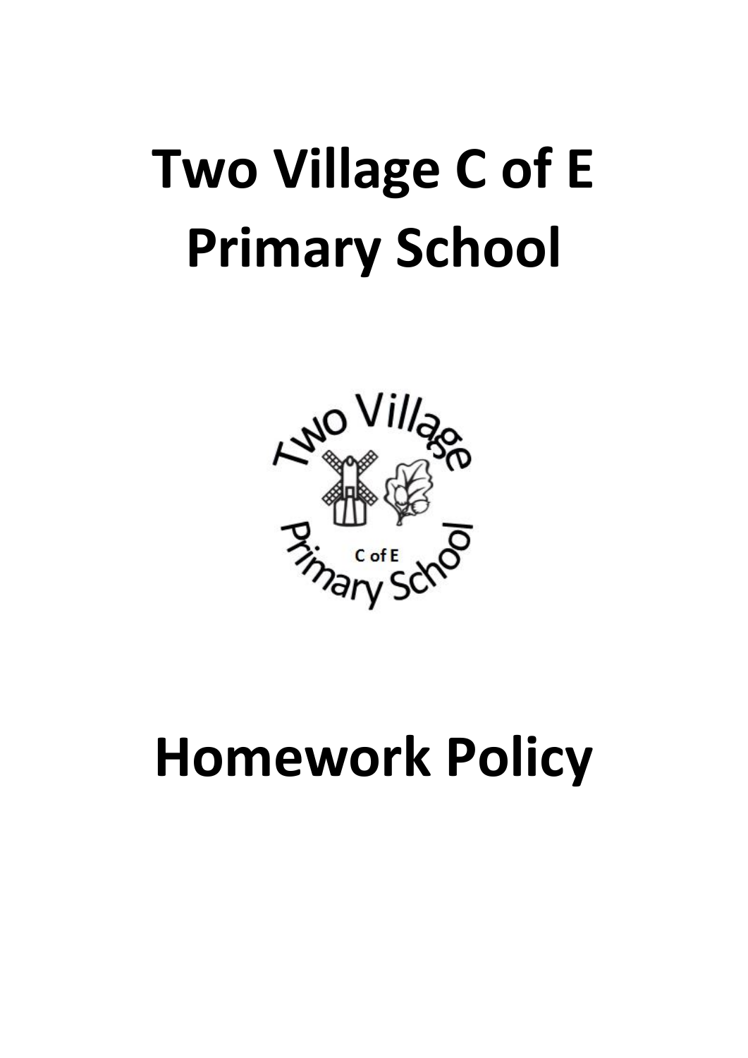# Two Village C of E Primary School

# Homework Policy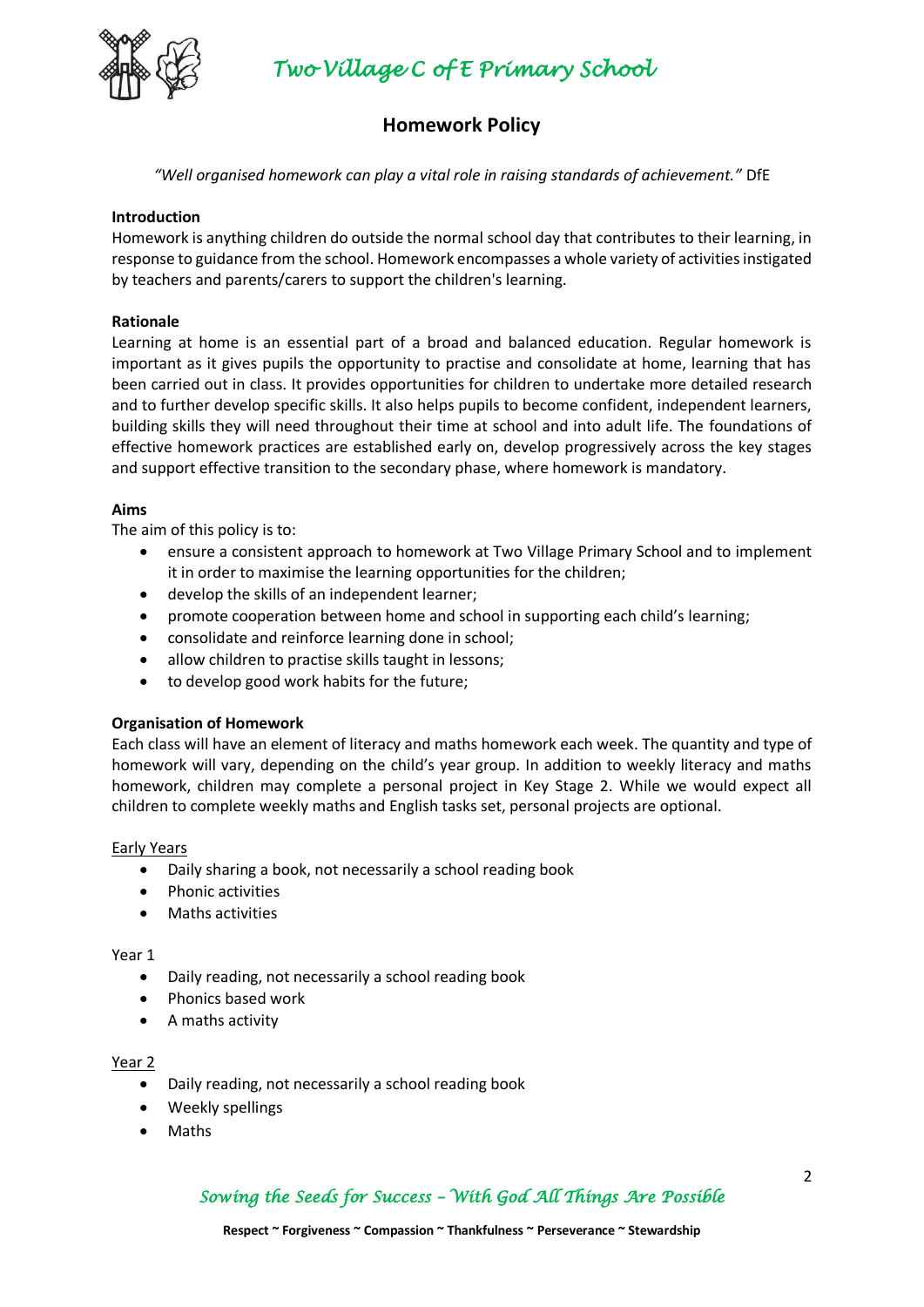## Homework Policy

*"Well organised homework can play a vital role in raising standards of achievement."* DfE

**Introduction**

Homework is anything children do outside the normal school day that contributes to their learning, in response to guidance from the school. Homework encompasses a whole variety of activities instigated by teachers and parents/carers to support the children's learning.

**Rationale**

Learning at home is an essential part of a broad and balanced education. Regular homework is important as it gives pupils the opportunity to practise and consolidate at home, learning that has been carried out in class. It provides opportunities for children to undertake more detailed research and to further develop specific skills. It also helps pupils to become confident, independent learners, building skills they will need throughout their time at school and into adult life. The foundations of effective homework practices are established early on, develop progressively across the key stages and support effective transition to the secondary phase, where homework is mandatory.

**Aims**

The aim of this policy is to:

- ensure a consistent approach to homework at Two Village Primary School and to implement it in order to maximise the learning opportunities for the children;
- develop the skills of an independent learner;
- promote cooperation between home and school in supporting each child's learning;
- consolidate and reinforce learning done in school;
- allow children to practise skills taught in lessons;
- to develop good work habits for the future;

**Organisation of Homework**

Each class will have an element of literacy and maths homework each week. The quantity and type of homework will vary, depending on the child's year group. In addition to weekly literacy and maths homework, children may complete a personal project in Key Stage 2. While we would expect all children to complete weekly maths and English tasks set, personal projects are optional.

Early Years

- Daily sharing a book, not necessarily a school reading book
- Phonic activities
- Maths activities

Year 1

- Daily reading, not necessarily a school reading book
- Phonics based work
- A maths activity

Year 2

- Daily reading, not necessarily a school reading book
- Weekly spellings
- Maths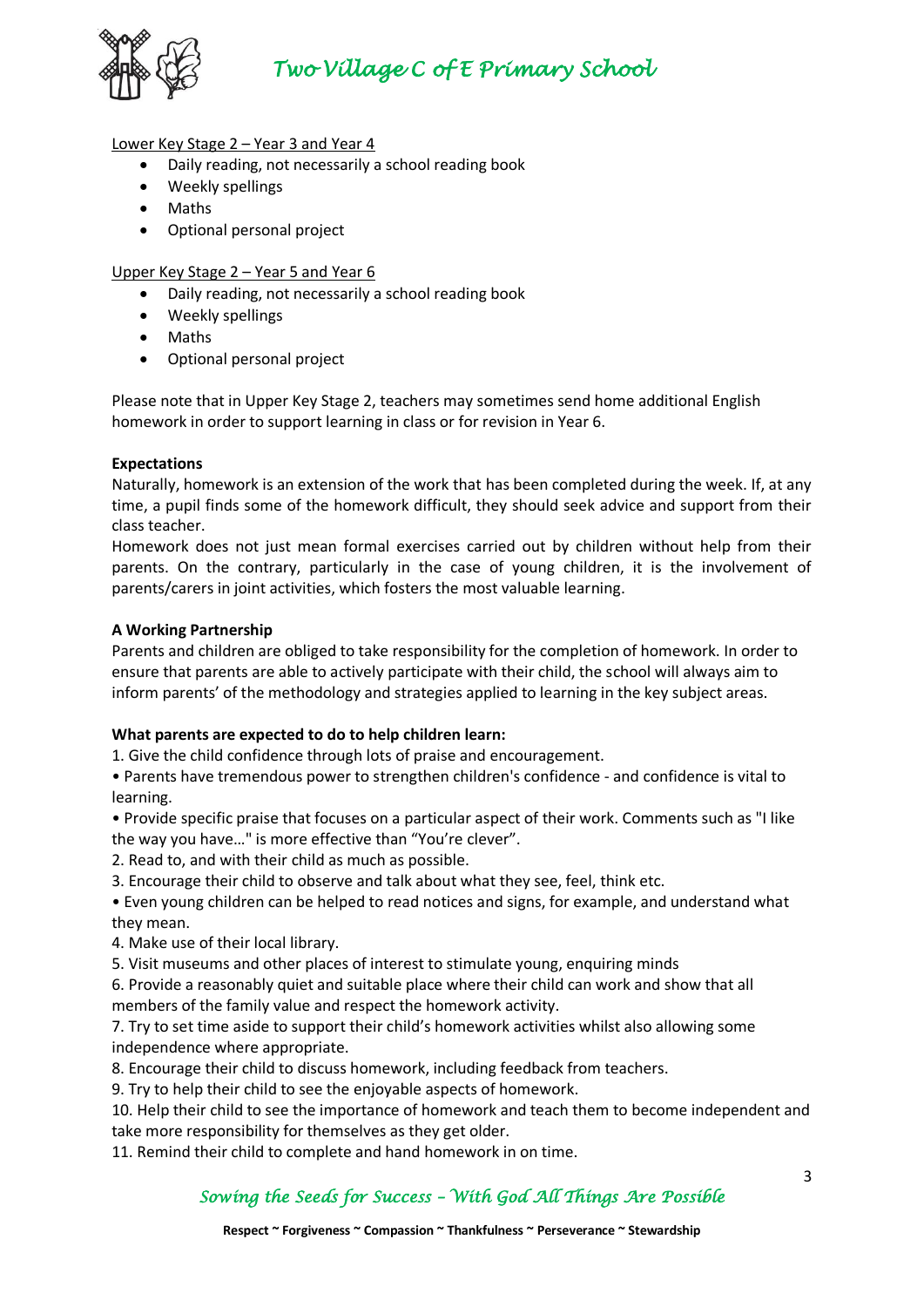Lower Key Stage 2 – Year 3 and Year 4

- Daily reading, not necessarily a school reading book
- Weekly spellings
- Maths
- Optional personal project

Upper Key Stage 2 – Year 5 and Year 6

- Daily reading, not necessarily a school reading book
- Weekly spellings
- Maths
- Optional personal project

Please note that in Upper Key Stage 2, teachers may sometimes send home additional English homework in order to support learning in class or for revision in Year 6.

**Expectations**

Naturally, homework is an extension of the work that has been completed during the week. If, at any time, a pupil finds some of the homework difficult, they should seek advice and support from their class teacher.

Homework does not just mean formal exercises carried out by children without help from their parents. On the contrary, particularly in the case of young children, it is the involvement of parents/carers in joint activities, which fosters the most valuable learning.

**A Working Partnership**

Parents and children are obliged to take responsibility for the completion of homework. In order to ensure that parents are able to actively participate with their child, the school will always aim to inform parents' of the methodology and strategies applied to learning in the key subject areas.

**What parents are expected to do to help children learn:**

1. Give the child confidence through lots of praise and encouragement.

• Parents have tremendous power to strengthen children's confidence - and confidence is vital to learning.

• Provide specific praise that focuses on a particular aspect of their work. Comments such as "I like the way you have…" is more effective than "You're clever".

2. Read to, and with their child as much as possible.

3. Encourage their child to observe and talk about what they see, feel, think etc.

• Even young children can be helped to read notices and signs, for example, and understand what they mean.

4. Make use of their local library.

5. Visit museums and other places of interest to stimulate young, enquiring minds

6. Provide a reasonably quiet and suitable place where their child can work and show that all members of the family value and respect the homework activity.

7. Try to set time aside to support their child's homework activities whilst also allowing some independence where appropriate.

8. Encourage their child to discuss homework, including feedback from teachers.

9. Try to help their child to see the enjoyable aspects of homework.

10. Help their child to see the importance of homework and teach them to become independent and take more responsibility for themselves as they get older.

11. Remind their child to complete and hand homework in on time.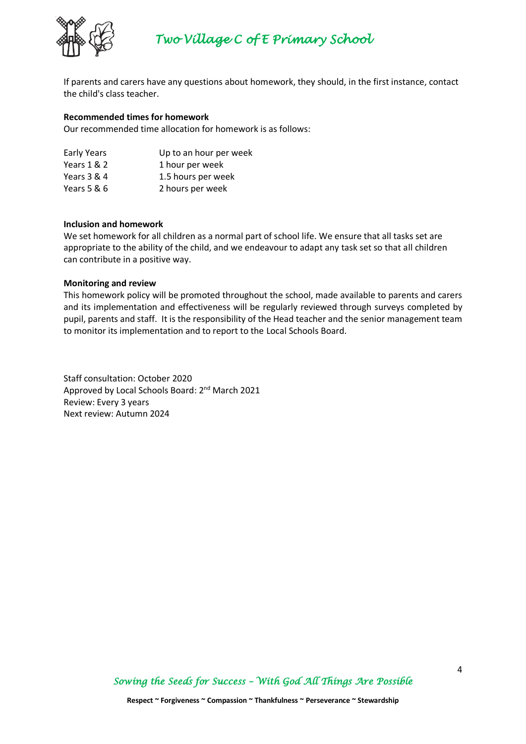If parents and carers have any questions about homework, they should, in the first instance, contact the child's class teacher.

**Recommended times for homework**

Our recommended time allocation for homework is as follows:

| | |
|---|---|
| Early Years | Up to an hour per week |
| Years 1 & 2 | 1 hour per week |
| Years 3 & 4 | 1.5 hours per week |
| Years 5 & 6 | 2 hours per week |

**Inclusion and homework**

We set homework for all children as a normal part of school life. We ensure that all tasks set are appropriate to the ability of the child, and we endeavour to adapt any task set so that all children can contribute in a positive way.

**Monitoring and review**

This homework policy will be promoted throughout the school, made available to parents and carers and its implementation and effectiveness will be regularly reviewed through surveys completed by pupil, parents and staff. It is the responsibility of the Head teacher and the senior management team to monitor its implementation and to report to the Local Schools Board.

Staff consultation: October 2020
Approved by Local Schools Board: 2nd March 2021
Review: Every 3 years
Next review: Autumn 2024